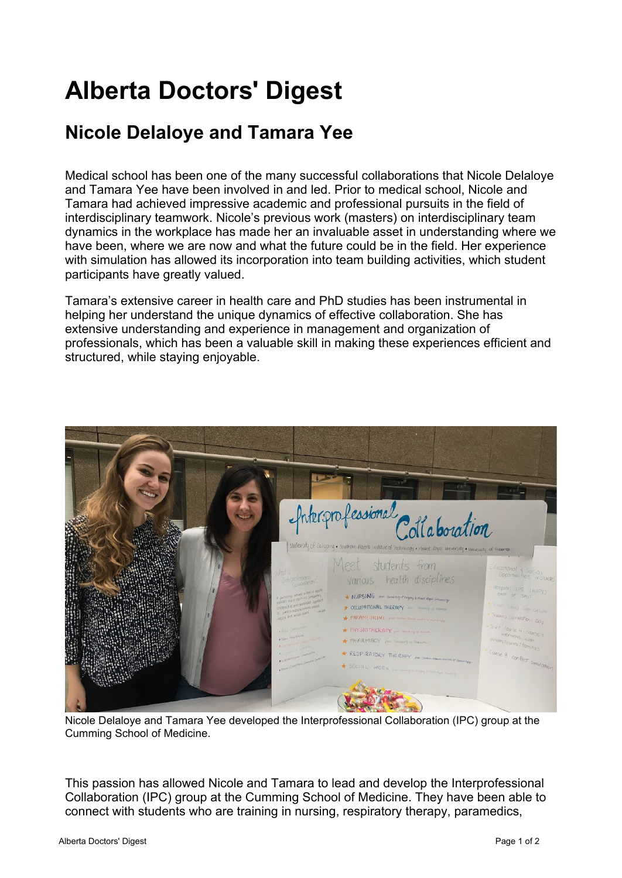# Alberta Doctors' Digest

## Nicole Delaloye and Tamara Yee

Medical school has been one of the many successful collaborations that Nicole Delaloye and Tamara Yee have been involved in and led. Prior to medical school, Nicole and Tamara had achieved impressive academic and professional pursuits in the field of interdisciplinary teamwork. Nicole's previous work (masters) on interdisciplinary team dynamics in the workplace has made her an invaluable asset in understanding where we have been, where we are now and what the future could be in the field. Her experience with simulation has allowed its incorporation into team building activities, which student participants have greatly valued.

Tamara's extensive career in health care and PhD studies has been instrumental in helping her understand the unique dynamics of effective collaboration. She has extensive understanding and experience in management and organization of professionals, which has been a valuable skill in making these experiences efficient and structured, while staying enjoyable.

Nicole Delaloye and Tamara Yee developed the Interprofessional Collaboration (IPC) group at the Cumming School of Medicine.

This passion has allowed Nicole and Tamara to lead and develop the Interprofessional Collaboration (IPC) group at the Cumming School of Medicine. They have been able to connect with students who are training in nursing, respiratory therapy, paramedics,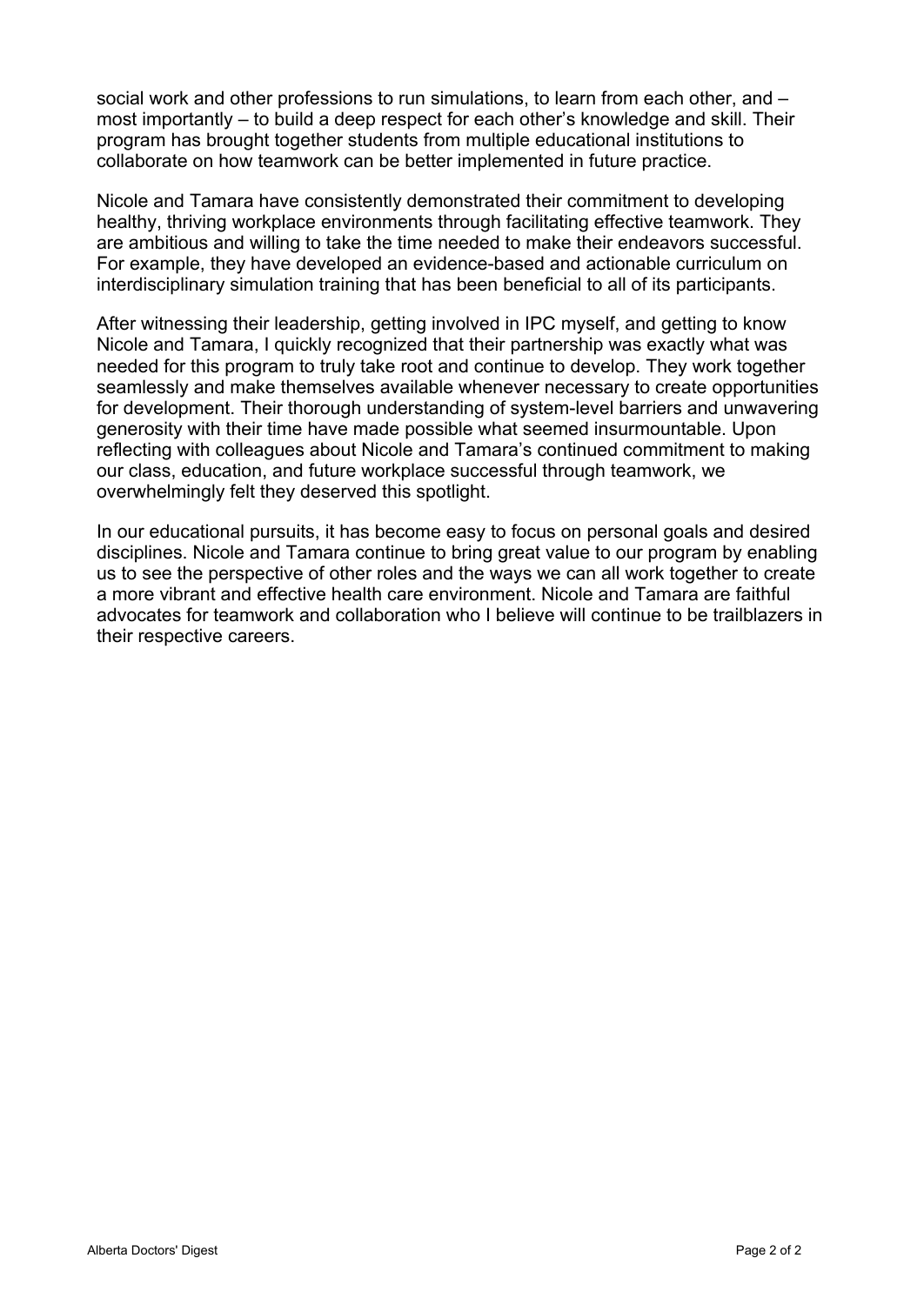social work and other professions to run simulations, to learn from each other, and – most importantly – to build a deep respect for each other's knowledge and skill. Their program has brought together students from multiple educational institutions to collaborate on how teamwork can be better implemented in future practice.

Nicole and Tamara have consistently demonstrated their commitment to developing healthy, thriving workplace environments through facilitating effective teamwork. They are ambitious and willing to take the time needed to make their endeavors successful. For example, they have developed an evidence-based and actionable curriculum on interdisciplinary simulation training that has been beneficial to all of its participants.

After witnessing their leadership, getting involved in IPC myself, and getting to know Nicole and Tamara, I quickly recognized that their partnership was exactly what was needed for this program to truly take root and continue to develop. They work together seamlessly and make themselves available whenever necessary to create opportunities for development. Their thorough understanding of system-level barriers and unwavering generosity with their time have made possible what seemed insurmountable. Upon reflecting with colleagues about Nicole and Tamara's continued commitment to making our class, education, and future workplace successful through teamwork, we overwhelmingly felt they deserved this spotlight.

In our educational pursuits, it has become easy to focus on personal goals and desired disciplines. Nicole and Tamara continue to bring great value to our program by enabling us to see the perspective of other roles and the ways we can all work together to create a more vibrant and effective health care environment. Nicole and Tamara are faithful advocates for teamwork and collaboration who I believe will continue to be trailblazers in their respective careers.